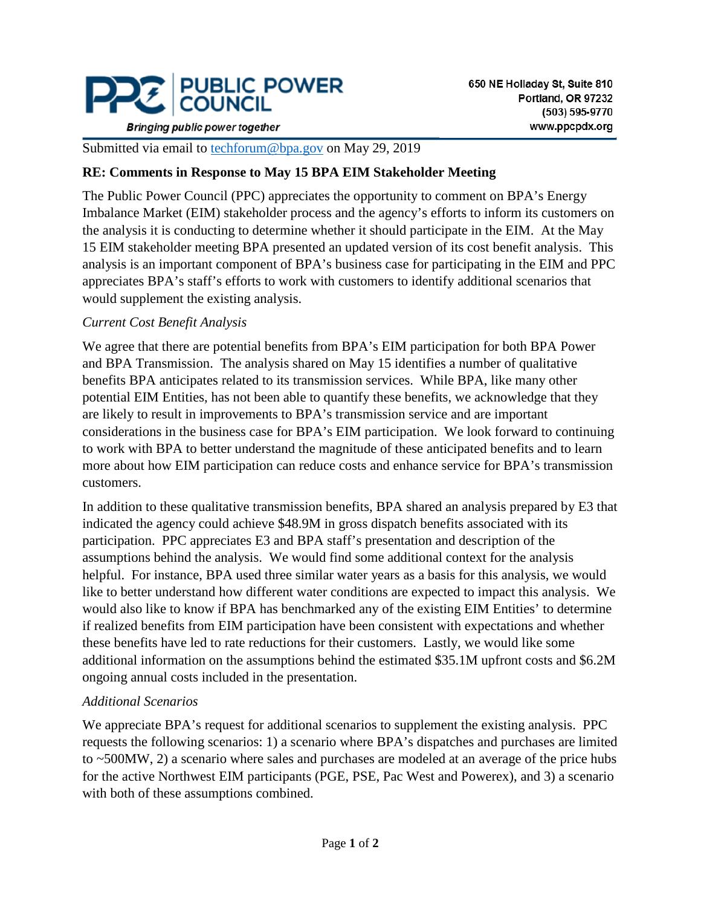**PUBLIC POWER COUNCIL**

*Bringing public power together*

650 NE Holladay St, Suite 810
Portland, OR 97232
(503) 595-9770
www.ppcpdx.org

Submitted via email to techforum@bpa.gov on May 29, 2019

**RE: Comments in Response to May 15 BPA EIM Stakeholder Meeting**

The Public Power Council (PPC) appreciates the opportunity to comment on BPA's Energy Imbalance Market (EIM) stakeholder process and the agency's efforts to inform its customers on the analysis it is conducting to determine whether it should participate in the EIM. At the May 15 EIM stakeholder meeting BPA presented an updated version of its cost benefit analysis. This analysis is an important component of BPA's business case for participating in the EIM and PPC appreciates BPA's staff's efforts to work with customers to identify additional scenarios that would supplement the existing analysis.

*Current Cost Benefit Analysis*

We agree that there are potential benefits from BPA's EIM participation for both BPA Power and BPA Transmission. The analysis shared on May 15 identifies a number of qualitative benefits BPA anticipates related to its transmission services. While BPA, like many other potential EIM Entities, has not been able to quantify these benefits, we acknowledge that they are likely to result in improvements to BPA's transmission service and are important considerations in the business case for BPA's EIM participation. We look forward to continuing to work with BPA to better understand the magnitude of these anticipated benefits and to learn more about how EIM participation can reduce costs and enhance service for BPA's transmission customers.

In addition to these qualitative transmission benefits, BPA shared an analysis prepared by E3 that indicated the agency could achieve $48.9M in gross dispatch benefits associated with its participation. PPC appreciates E3 and BPA staff's presentation and description of the assumptions behind the analysis. We would find some additional context for the analysis helpful. For instance, BPA used three similar water years as a basis for this analysis, we would like to better understand how different water conditions are expected to impact this analysis. We would also like to know if BPA has benchmarked any of the existing EIM Entities' to determine if realized benefits from EIM participation have been consistent with expectations and whether these benefits have led to rate reductions for their customers. Lastly, we would like some additional information on the assumptions behind the estimated $35.1M upfront costs and $6.2M ongoing annual costs included in the presentation.

*Additional Scenarios*

We appreciate BPA's request for additional scenarios to supplement the existing analysis. PPC requests the following scenarios: 1) a scenario where BPA's dispatches and purchases are limited to ~500MW, 2) a scenario where sales and purchases are modeled at an average of the price hubs for the active Northwest EIM participants (PGE, PSE, Pac West and Powerex), and 3) a scenario with both of these assumptions combined.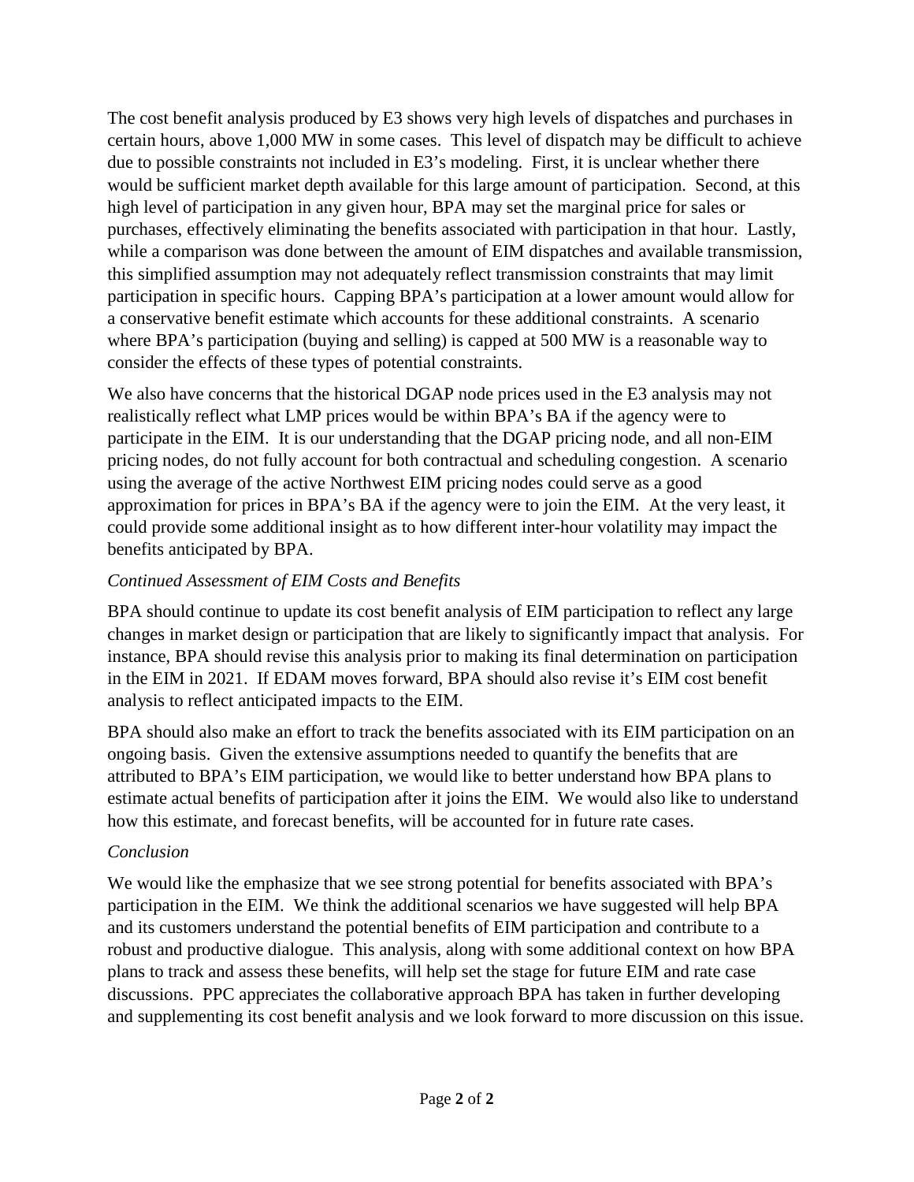The cost benefit analysis produced by E3 shows very high levels of dispatches and purchases in certain hours, above 1,000 MW in some cases. This level of dispatch may be difficult to achieve due to possible constraints not included in E3's modeling. First, it is unclear whether there would be sufficient market depth available for this large amount of participation. Second, at this high level of participation in any given hour, BPA may set the marginal price for sales or purchases, effectively eliminating the benefits associated with participation in that hour. Lastly, while a comparison was done between the amount of EIM dispatches and available transmission, this simplified assumption may not adequately reflect transmission constraints that may limit participation in specific hours. Capping BPA's participation at a lower amount would allow for a conservative benefit estimate which accounts for these additional constraints. A scenario where BPA's participation (buying and selling) is capped at 500 MW is a reasonable way to consider the effects of these types of potential constraints.

We also have concerns that the historical DGAP node prices used in the E3 analysis may not realistically reflect what LMP prices would be within BPA's BA if the agency were to participate in the EIM. It is our understanding that the DGAP pricing node, and all non-EIM pricing nodes, do not fully account for both contractual and scheduling congestion. A scenario using the average of the active Northwest EIM pricing nodes could serve as a good approximation for prices in BPA's BA if the agency were to join the EIM. At the very least, it could provide some additional insight as to how different inter-hour volatility may impact the benefits anticipated by BPA.

*Continued Assessment of EIM Costs and Benefits*

BPA should continue to update its cost benefit analysis of EIM participation to reflect any large changes in market design or participation that are likely to significantly impact that analysis. For instance, BPA should revise this analysis prior to making its final determination on participation in the EIM in 2021. If EDAM moves forward, BPA should also revise it's EIM cost benefit analysis to reflect anticipated impacts to the EIM.

BPA should also make an effort to track the benefits associated with its EIM participation on an ongoing basis. Given the extensive assumptions needed to quantify the benefits that are attributed to BPA's EIM participation, we would like to better understand how BPA plans to estimate actual benefits of participation after it joins the EIM. We would also like to understand how this estimate, and forecast benefits, will be accounted for in future rate cases.

*Conclusion*

We would like the emphasize that we see strong potential for benefits associated with BPA's participation in the EIM. We think the additional scenarios we have suggested will help BPA and its customers understand the potential benefits of EIM participation and contribute to a robust and productive dialogue. This analysis, along with some additional context on how BPA plans to track and assess these benefits, will help set the stage for future EIM and rate case discussions. PPC appreciates the collaborative approach BPA has taken in further developing and supplementing its cost benefit analysis and we look forward to more discussion on this issue.